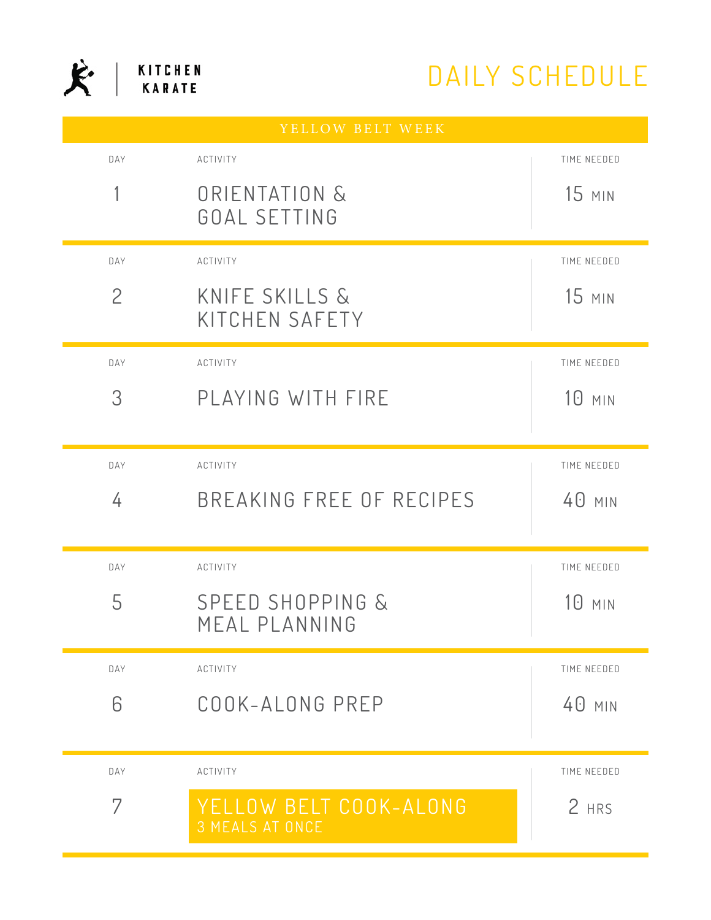KITCHEN KARATE

# DAILY SCHEDULE

## YELLOW BELT WEEK

| DAY | ACTIVITY | TIME NEEDED |
|---|---|---|
| 1 | ORIENTATION & GOAL SETTING | 15 MIN |
| 2 | KNIFE SKILLS & KITCHEN SAFETY | 15 MIN |
| 3 | PLAYING WITH FIRE | 10 MIN |
| 4 | BREAKING FREE OF RECIPES | 40 MIN |
| 5 | SPEED SHOPPING & MEAL PLANNING | 10 MIN |
| 6 | COOK-ALONG PREP | 40 MIN |
| 7 | YELLOW BELT COOK-ALONG<br>3 MEALS AT ONCE | 2 HRS |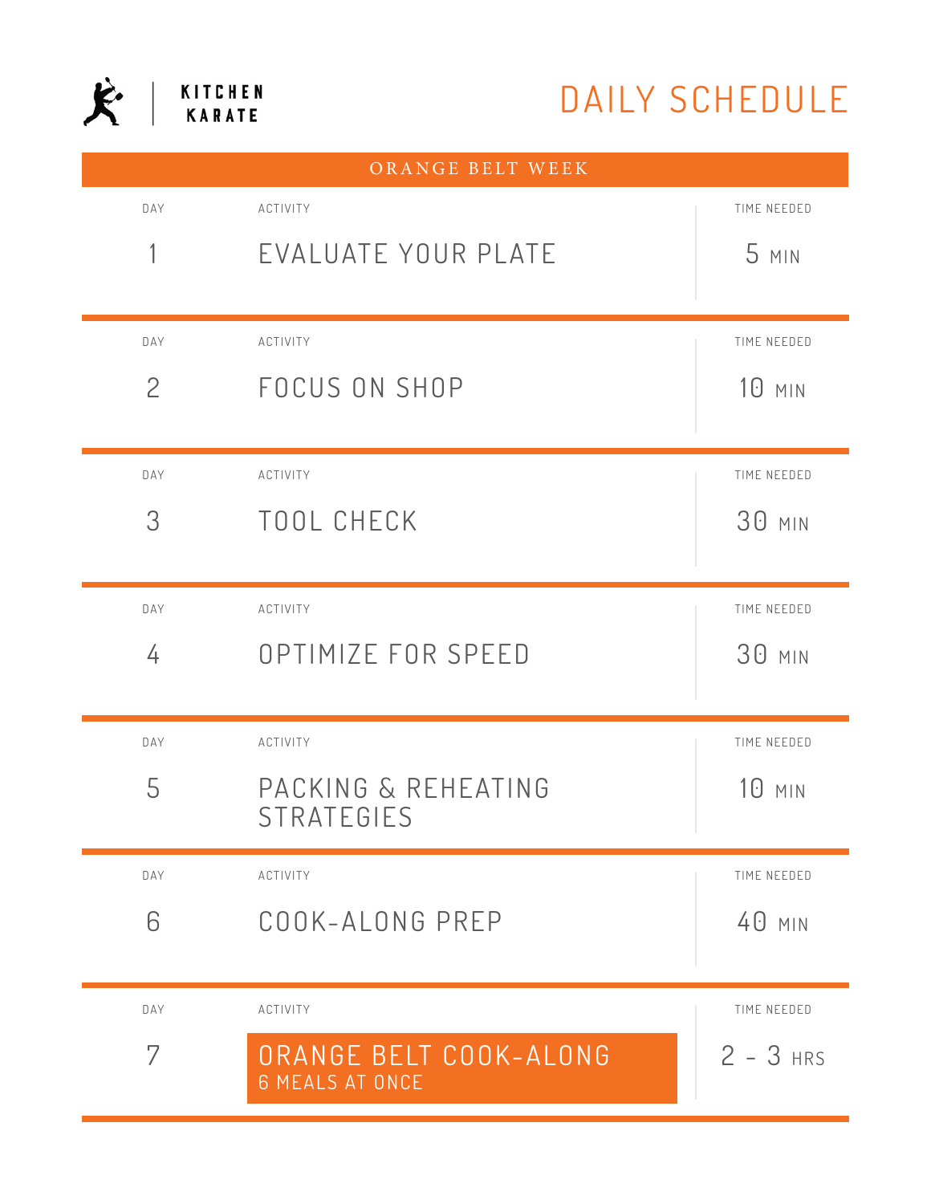KITCHEN KARATE

# DAILY SCHEDULE

## ORANGE BELT WEEK

| DAY | ACTIVITY | TIME NEEDED |
|---|---|---|
| 1 | EVALUATE YOUR PLATE | 5 MIN |
| 2 | FOCUS ON SHOP | 10 MIN |
| 3 | TOOL CHECK | 30 MIN |
| 4 | OPTIMIZE FOR SPEED | 30 MIN |
| 5 | PACKING & REHEATING STRATEGIES | 10 MIN |
| 6 | COOK-ALONG PREP | 40 MIN |
| 7 | ORANGE BELT COOK-ALONG 6 MEALS AT ONCE | 2 - 3 HRS |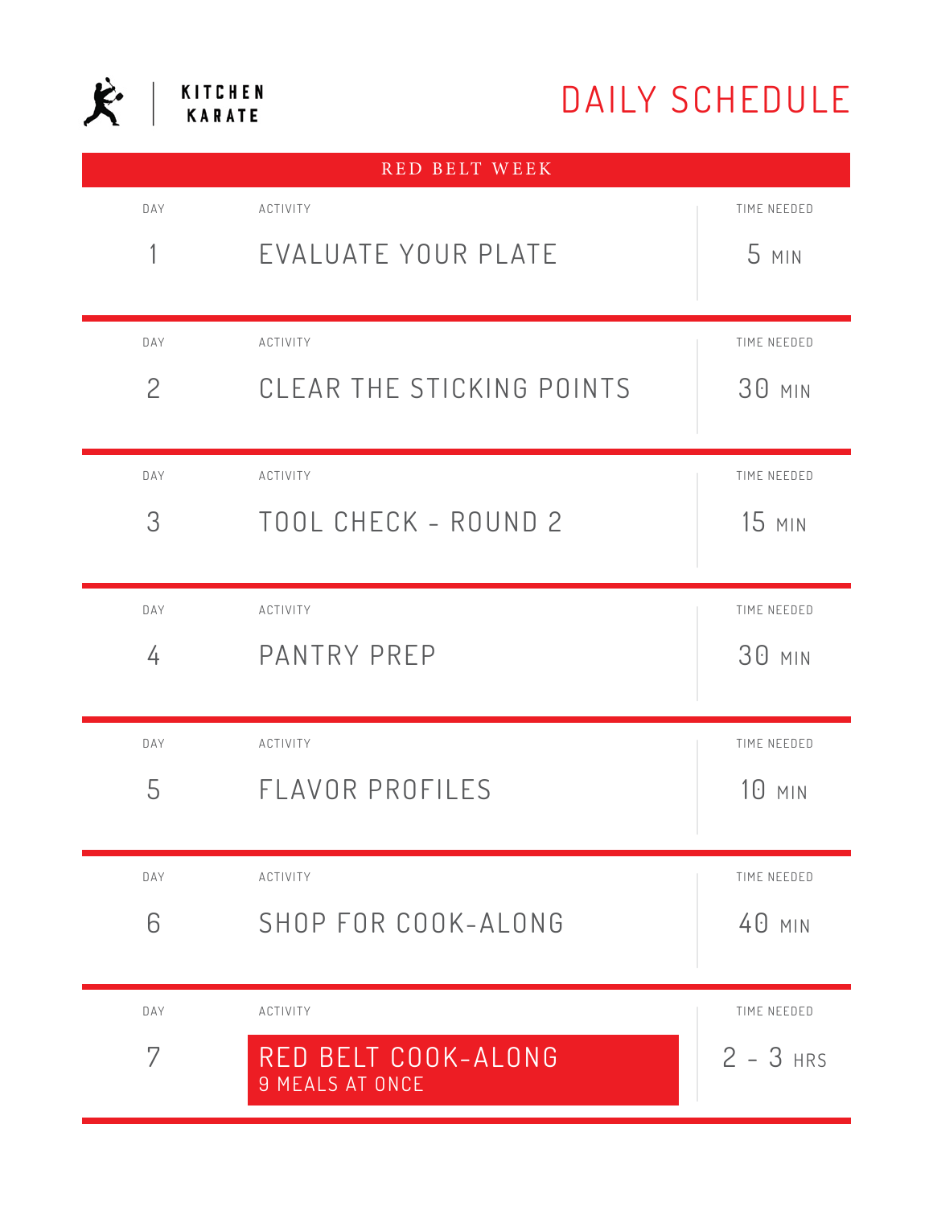KITCHEN KARATE

# DAILY SCHEDULE

## RED BELT WEEK

| DAY | ACTIVITY | TIME NEEDED |
|---|---|---|
| 1 | EVALUATE YOUR PLATE | 5 MIN |
| 2 | CLEAR THE STICKING POINTS | 30 MIN |
| 3 | TOOL CHECK - ROUND 2 | 15 MIN |
| 4 | PANTRY PREP | 30 MIN |
| 5 | FLAVOR PROFILES | 10 MIN |
| 6 | SHOP FOR COOK-ALONG | 40 MIN |
| 7 | RED BELT COOK-ALONG<br>9 MEALS AT ONCE | 2 - 3 HRS |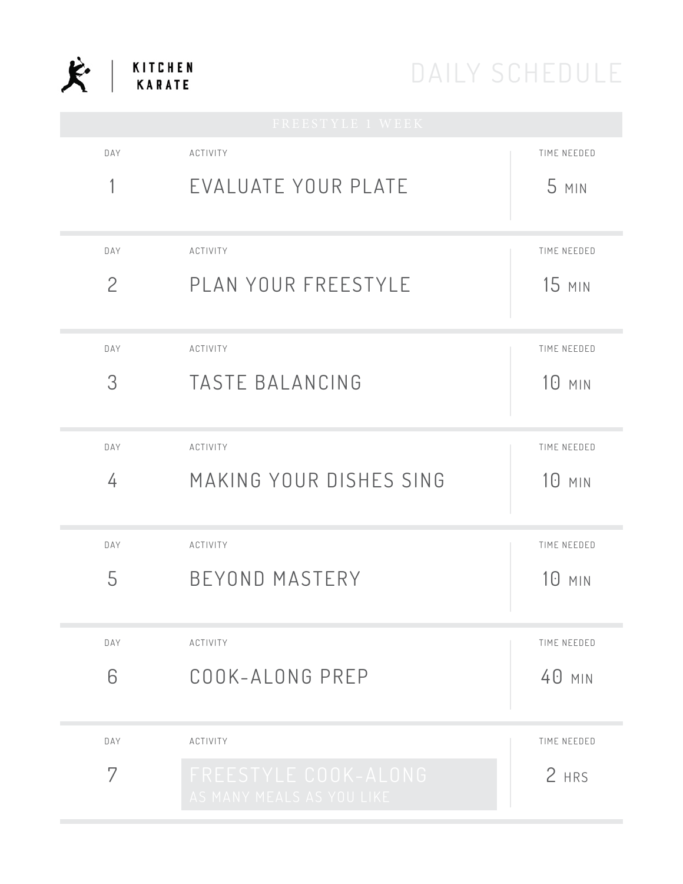KITCHEN KARATE

# DAILY SCHEDULE

## FREESTYLE 1 WEEK

| DAY | ACTIVITY | TIME NEEDED |
|---|---|---|
| 1 | EVALUATE YOUR PLATE | 5 MIN |
| 2 | PLAN YOUR FREESTYLE | 15 MIN |
| 3 | TASTE BALANCING | 10 MIN |
| 4 | MAKING YOUR DISHES SING | 10 MIN |
| 5 | BEYOND MASTERY | 10 MIN |
| 6 | COOK-ALONG PREP | 40 MIN |
| 7 | FREESTYLE COOK-ALONG<br>AS MANY MEALS AS YOU LIKE | 2 HRS |